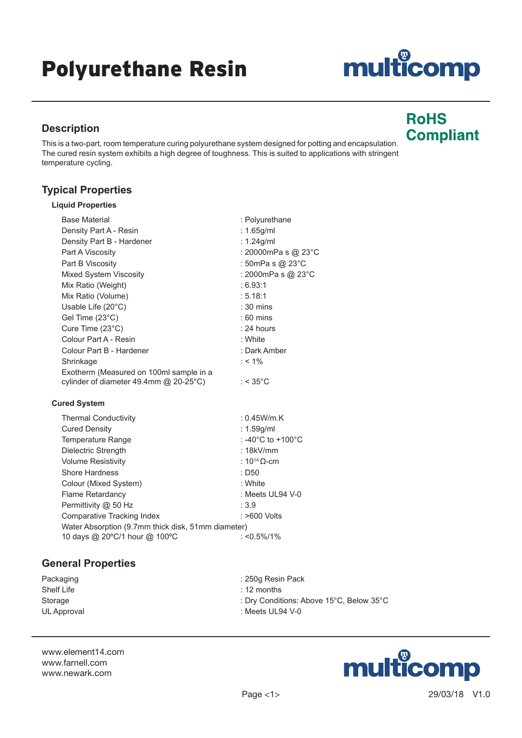# Polyurethane Resin

multicomp

**RoHS Compliant**

## Description

This is a two-part, room temperature curing polyurethane system designed for potting and encapsulation. The cured resin system exhibits a high degree of toughness. This is suited to applications with stringent temperature cycling.

## Typical Properties

### Liquid Properties

| Property | Value |
|---|---|
| Base Material | : Polyurethane |
| Density Part A - Resin | : 1.65g/ml |
| Density Part B - Hardener | : 1.24g/ml |
| Part A Viscosity | : 20000mPa s @ 23°C |
| Part B Viscosity | : 50mPa s @ 23°C |
| Mixed System Viscosity | : 2000mPa s @ 23°C |
| Mix Ratio (Weight) | : 6.93:1 |
| Mix Ratio (Volume) | : 5.18:1 |
| Usable Life (20°C) | : 30 mins |
| Gel Time (23°C) | : 60 mins |
| Cure Time (23°C) | : 24 hours |
| Colour Part A - Resin | : White |
| Colour Part B - Hardener | : Dark Amber |
| Shrinkage | : < 1% |
| Exotherm (Measured on 100ml sample in a cylinder of diameter 49.4mm @ 20-25°C) | : < 35°C |

### Cured System

| Property | Value |
|---|---|
| Thermal Conductivity | : 0.45W/m.K |
| Cured Density | : 1.59g/ml |
| Temperature Range | : -40°C to +100°C |
| Dielectric Strength | : 18kV/mm |
| Volume Resistivity | : $10^{14}$ Ω-cm |
| Shore Hardness | : D50 |
| Colour (Mixed System) | : White |
| Flame Retardancy | : Meets UL94 V-0 |
| Permittivity @ 50 Hz | : 3.9 |
| Comparative Tracking Index | : >600 Volts |
| Water Absorption (9.7mm thick disk, 51mm diameter) 10 days @ 20ºC/1 hour @ 100ºC | : <0.5%/1% |

## General Properties

| Property | Value |
|---|---|
| Packaging | : 250g Resin Pack |
| Shelf Life | : 12 months |
| Storage | : Dry Conditions: Above 15°C, Below 35°C |
| UL Approval | : Meets UL94 V-0 |

www.element14.com
www.farnell.com
www.newark.com

29/03/18 V1.0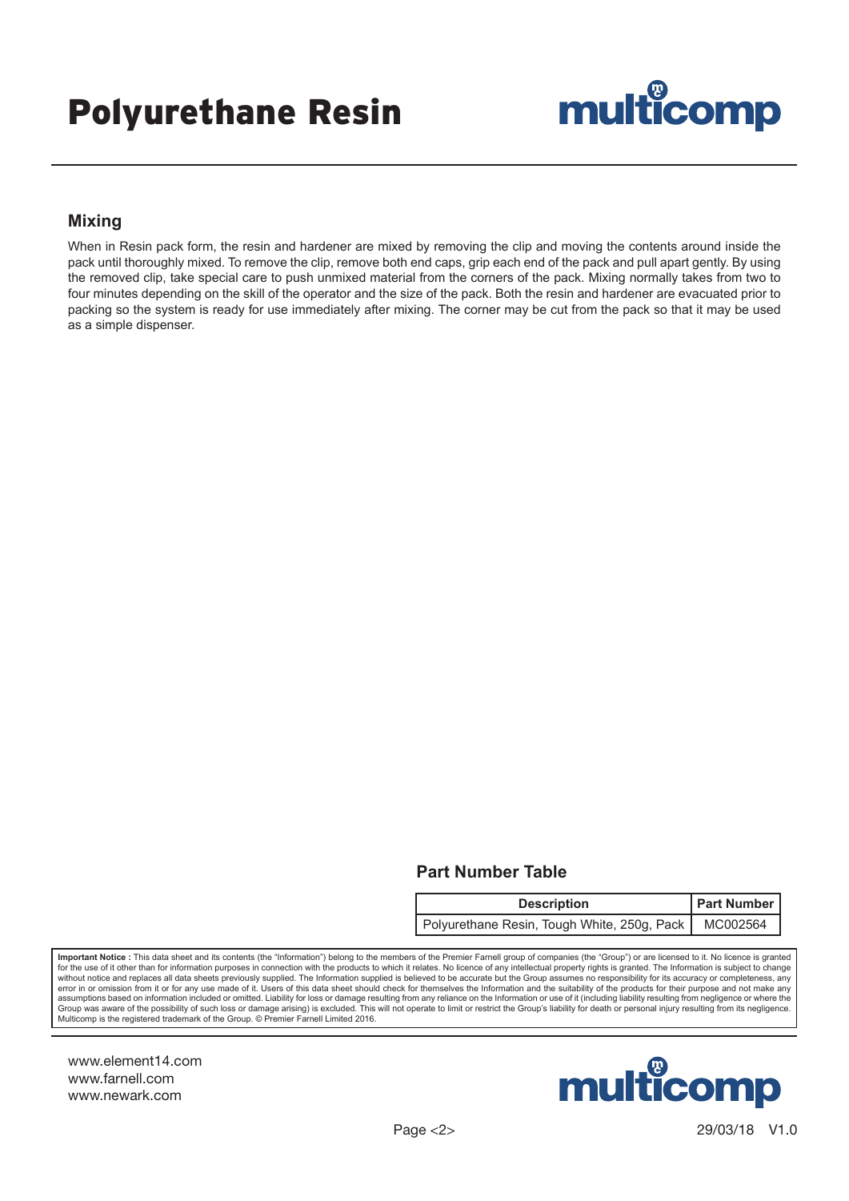## Mixing

When in Resin pack form, the resin and hardener are mixed by removing the clip and moving the contents around inside the pack until thoroughly mixed. To remove the clip, remove both end caps, grip each end of the pack and pull apart gently. By using the removed clip, take special care to push unmixed material from the corners of the pack. Mixing normally takes from two to four minutes depending on the skill of the operator and the size of the pack. Both the resin and hardener are evacuated prior to packing so the system is ready for use immediately after mixing. The corner may be cut from the pack so that it may be used as a simple dispenser.

### Part Number Table

| Description | Part Number |
|---|---|
| Polyurethane Resin, Tough White, 250g, Pack | MC002564 |

**Important Notice :** This data sheet and its contents (the "Information") belong to the members of the Premier Farnell group of companies (the "Group") or are licensed to it. No licence is granted for the use of it other than for information purposes in connection with the products to which it relates. No licence of any intellectual property rights is granted. The Information is subject to change without notice and replaces all data sheets previously supplied. The Information supplied is believed to be accurate but the Group assumes no responsibility for its accuracy or completeness, any error in or omission from it or for any use made of it. Users of this data sheet should check for themselves the Information and the suitability of the products for their purpose and not make any assumptions based on information included or omitted. Liability for loss or damage resulting from any reliance on the Information or use of it (including liability resulting from negligence or where the Group was aware of the possibility of such loss or damage arising) is excluded. This will not operate to limit or restrict the Group's liability for death or personal injury resulting from its negligence. Multicomp is the registered trademark of the Group. © Premier Farnell Limited 2016.

www.element14.com
www.farnell.com
www.newark.com

29/03/18 V1.0